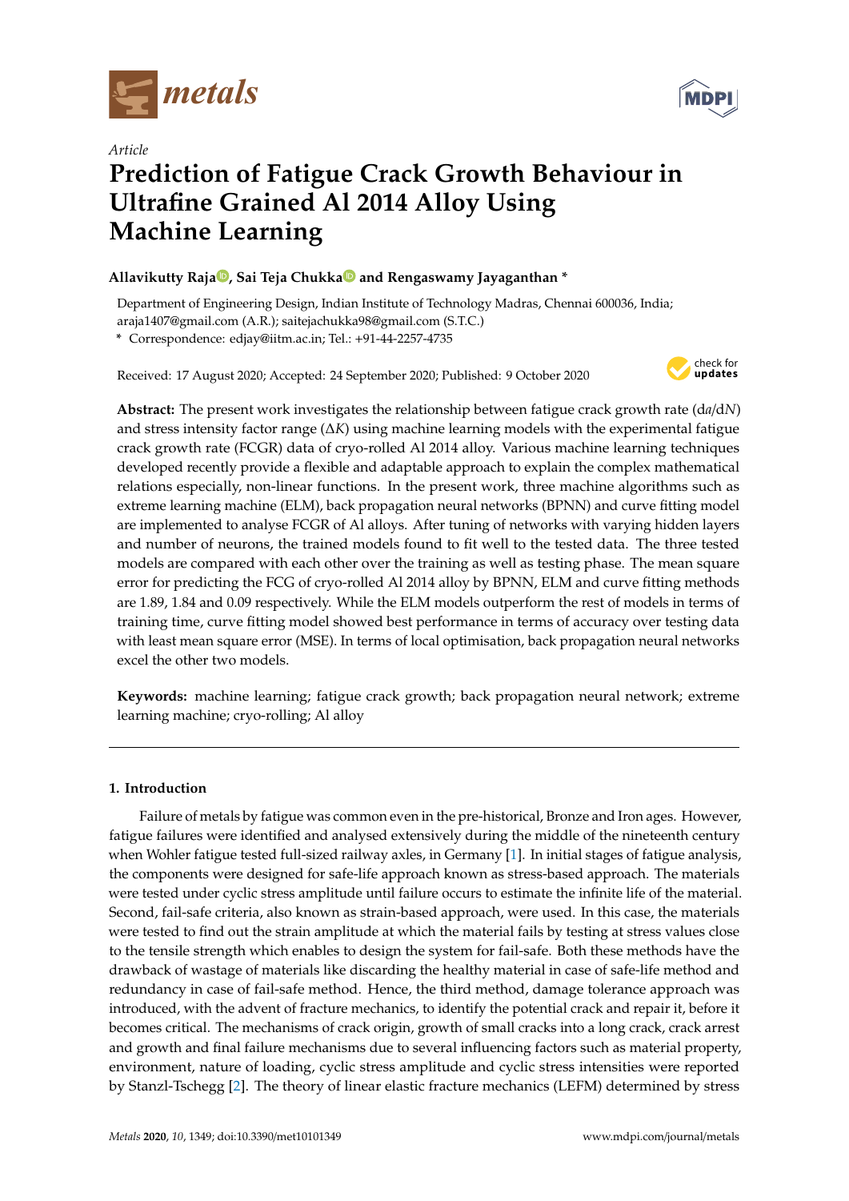*Article*

# Prediction of Fatigue Crack Growth Behaviour in Ultrafine Grained Al 2014 Alloy Using Machine Learning

**Allavikutty Raja, Sai Teja Chukka and Rengaswamy Jayaganthan \***

Department of Engineering Design, Indian Institute of Technology Madras, Chennai 600036, India; araja1407@gmail.com (A.R.); saitejachukka98@gmail.com (S.T.C.)

\* Correspondence: edjay@iitm.ac.in; Tel.: +91-44-2257-4735

Received: 17 August 2020; Accepted: 24 September 2020; Published: 9 October 2020

**Abstract:** The present work investigates the relationship between fatigue crack growth rate ($da/dN$) and stress intensity factor range ($\Delta K$) using machine learning models with the experimental fatigue crack growth rate (FCGR) data of cryo-rolled Al 2014 alloy. Various machine learning techniques developed recently provide a flexible and adaptable approach to explain the complex mathematical relations especially, non-linear functions. In the present work, three machine algorithms such as extreme learning machine (ELM), back propagation neural networks (BPNN) and curve fitting model are implemented to analyse FCGR of Al alloys. After tuning of networks with varying hidden layers and number of neurons, the trained models found to fit well to the tested data. The three tested models are compared with each other over the training as well as testing phase. The mean square error for predicting the FCG of cryo-rolled Al 2014 alloy by BPNN, ELM and curve fitting methods are 1.89, 1.84 and 0.09 respectively. While the ELM models outperform the rest of models in terms of training time, curve fitting model showed best performance in terms of accuracy over testing data with least mean square error (MSE). In terms of local optimisation, back propagation neural networks excel the other two models.

**Keywords:** machine learning; fatigue crack growth; back propagation neural network; extreme learning machine; cryo-rolling; Al alloy

## 1. Introduction

Failure of metals by fatigue was common even in the pre-historical, Bronze and Iron ages. However, fatigue failures were identified and analysed extensively during the middle of the nineteenth century when Wohler fatigue tested full-sized railway axles, in Germany [1]. In initial stages of fatigue analysis, the components were designed for safe-life approach known as stress-based approach. The materials were tested under cyclic stress amplitude until failure occurs to estimate the infinite life of the material. Second, fail-safe criteria, also known as strain-based approach, were used. In this case, the materials were tested to find out the strain amplitude at which the material fails by testing at stress values close to the tensile strength which enables to design the system for fail-safe. Both these methods have the drawback of wastage of materials like discarding the healthy material in case of safe-life method and redundancy in case of fail-safe method. Hence, the third method, damage tolerance approach was introduced, with the advent of fracture mechanics, to identify the potential crack and repair it, before it becomes critical. The mechanisms of crack origin, growth of small cracks into a long crack, crack arrest and growth and final failure mechanisms due to several influencing factors such as material property, environment, nature of loading, cyclic stress amplitude and cyclic stress intensities were reported by Stanzl-Tschegg [2]. The theory of linear elastic fracture mechanics (LEFM) determined by stress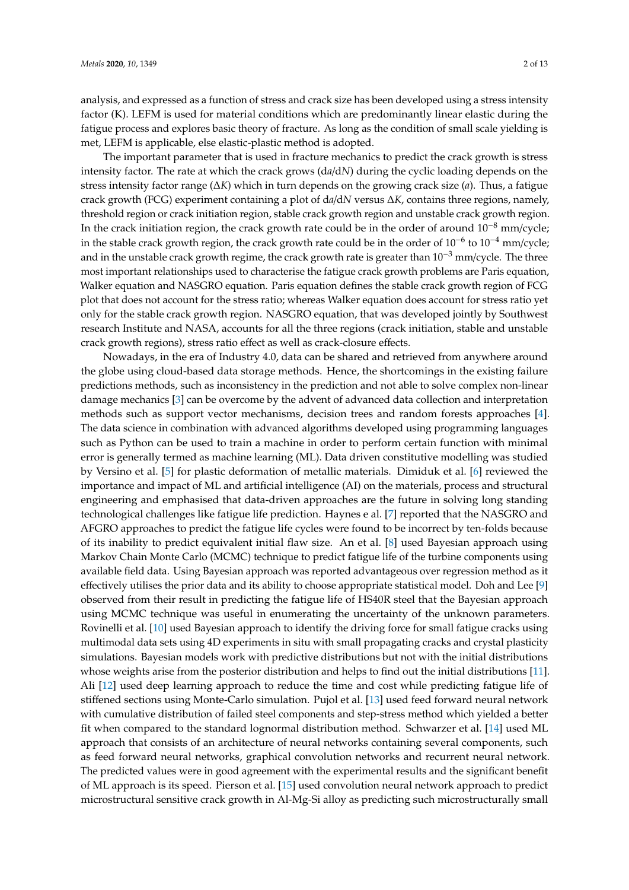analysis, and expressed as a function of stress and crack size has been developed using a stress intensity factor (K). LEFM is used for material conditions which are predominantly linear elastic during the fatigue process and explores basic theory of fracture. As long as the condition of small scale yielding is met, LEFM is applicable, else elastic-plastic method is adopted.

The important parameter that is used in fracture mechanics to predict the crack growth is stress intensity factor. The rate at which the crack grows ($da/dN$) during the cyclic loading depends on the stress intensity factor range ($\Delta K$) which in turn depends on the growing crack size ($a$). Thus, a fatigue crack growth (FCG) experiment containing a plot of $da/dN$ versus $\Delta K$, contains three regions, namely, threshold region or crack initiation region, stable crack growth region and unstable crack growth region. In the crack initiation region, the crack growth rate could be in the order of around $10^{-8}$ mm/cycle; in the stable crack growth region, the crack growth rate could be in the order of $10^{-6}$ to $10^{-4}$ mm/cycle; and in the unstable crack growth regime, the crack growth rate is greater than $10^{-3}$ mm/cycle. The three most important relationships used to characterise the fatigue crack growth problems are Paris equation, Walker equation and NASGRO equation. Paris equation defines the stable crack growth region of FCG plot that does not account for the stress ratio; whereas Walker equation does account for stress ratio yet only for the stable crack growth region. NASGRO equation, that was developed jointly by Southwest research Institute and NASA, accounts for all the three regions (crack initiation, stable and unstable crack growth regions), stress ratio effect as well as crack-closure effects.

Nowadays, in the era of Industry 4.0, data can be shared and retrieved from anywhere around the globe using cloud-based data storage methods. Hence, the shortcomings in the existing failure predictions methods, such as inconsistency in the prediction and not able to solve complex non-linear damage mechanics [3] can be overcome by the advent of advanced data collection and interpretation methods such as support vector mechanisms, decision trees and random forests approaches [4]. The data science in combination with advanced algorithms developed using programming languages such as Python can be used to train a machine in order to perform certain function with minimal error is generally termed as machine learning (ML). Data driven constitutive modelling was studied by Versino et al. [5] for plastic deformation of metallic materials. Dimiduk et al. [6] reviewed the importance and impact of ML and artificial intelligence (AI) on the materials, process and structural engineering and emphasised that data-driven approaches are the future in solving long standing technological challenges like fatigue life prediction. Haynes e al. [7] reported that the NASGRO and AFGRO approaches to predict the fatigue life cycles were found to be incorrect by ten-folds because of its inability to predict equivalent initial flaw size. An et al. [8] used Bayesian approach using Markov Chain Monte Carlo (MCMC) technique to predict fatigue life of the turbine components using available field data. Using Bayesian approach was reported advantageous over regression method as it effectively utilises the prior data and its ability to choose appropriate statistical model. Doh and Lee [9] observed from their result in predicting the fatigue life of HS40R steel that the Bayesian approach using MCMC technique was useful in enumerating the uncertainty of the unknown parameters. Rovinelli et al. [10] used Bayesian approach to identify the driving force for small fatigue cracks using multimodal data sets using 4D experiments in situ with small propagating cracks and crystal plasticity simulations. Bayesian models work with predictive distributions but not with the initial distributions whose weights arise from the posterior distribution and helps to find out the initial distributions [11]. Ali [12] used deep learning approach to reduce the time and cost while predicting fatigue life of stiffened sections using Monte-Carlo simulation. Pujol et al. [13] used feed forward neural network with cumulative distribution of failed steel components and step-stress method which yielded a better fit when compared to the standard lognormal distribution method. Schwarzer et al. [14] used ML approach that consists of an architecture of neural networks containing several components, such as feed forward neural networks, graphical convolution networks and recurrent neural network. The predicted values were in good agreement with the experimental results and the significant benefit of ML approach is its speed. Pierson et al. [15] used convolution neural network approach to predict microstructural sensitive crack growth in Al-Mg-Si alloy as predicting such microstructurally small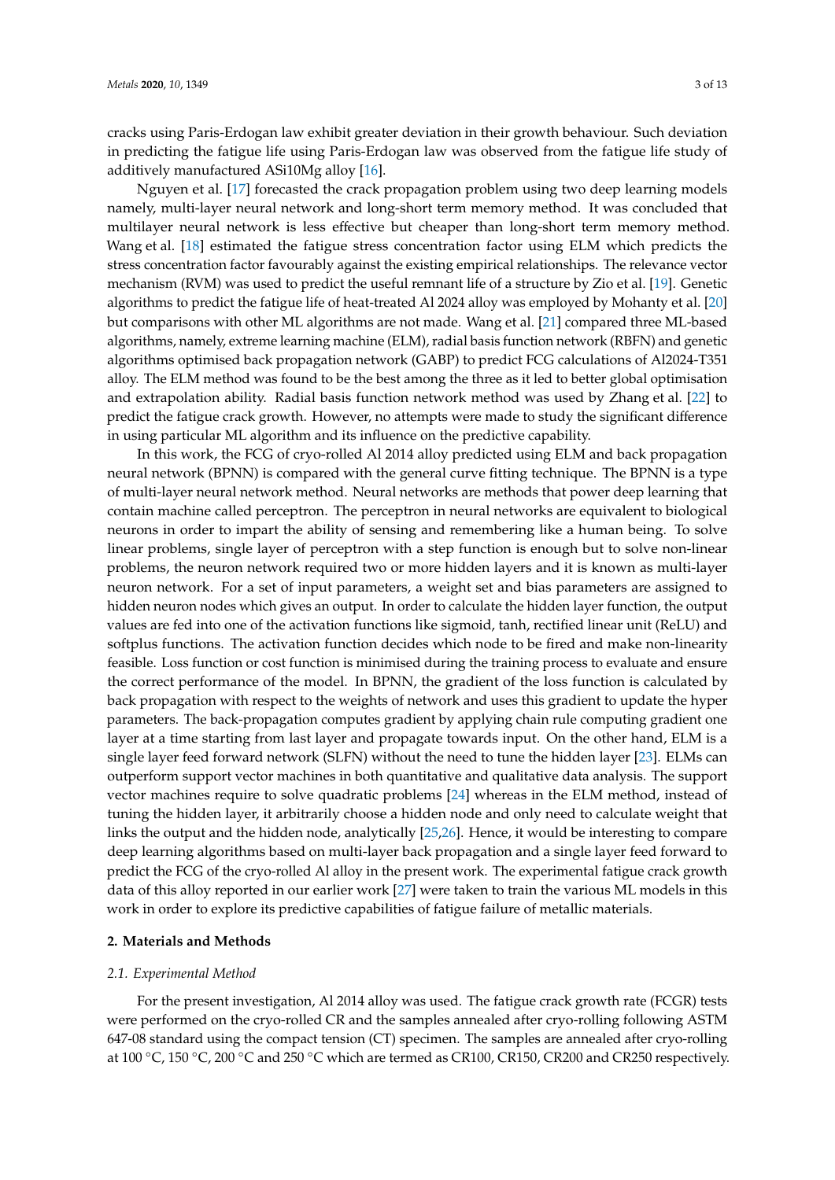cracks using Paris-Erdogan law exhibit greater deviation in their growth behaviour. Such deviation in predicting the fatigue life using Paris-Erdogan law was observed from the fatigue life study of additively manufactured ASi10Mg alloy [16].

Nguyen et al. [17] forecasted the crack propagation problem using two deep learning models namely, multi-layer neural network and long-short term memory method. It was concluded that multilayer neural network is less effective but cheaper than long-short term memory method. Wang et al. [18] estimated the fatigue stress concentration factor using ELM which predicts the stress concentration factor favourably against the existing empirical relationships. The relevance vector mechanism (RVM) was used to predict the useful remnant life of a structure by Zio et al. [19]. Genetic algorithms to predict the fatigue life of heat-treated Al 2024 alloy was employed by Mohanty et al. [20] but comparisons with other ML algorithms are not made. Wang et al. [21] compared three ML-based algorithms, namely, extreme learning machine (ELM), radial basis function network (RBFN) and genetic algorithms optimised back propagation network (GABP) to predict FCG calculations of Al2024-T351 alloy. The ELM method was found to be the best among the three as it led to better global optimisation and extrapolation ability. Radial basis function network method was used by Zhang et al. [22] to predict the fatigue crack growth. However, no attempts were made to study the significant difference in using particular ML algorithm and its influence on the predictive capability.

In this work, the FCG of cryo-rolled Al 2014 alloy predicted using ELM and back propagation neural network (BPNN) is compared with the general curve fitting technique. The BPNN is a type of multi-layer neural network method. Neural networks are methods that power deep learning that contain machine called perceptron. The perceptron in neural networks are equivalent to biological neurons in order to impart the ability of sensing and remembering like a human being. To solve linear problems, single layer of perceptron with a step function is enough but to solve non-linear problems, the neuron network required two or more hidden layers and it is known as multi-layer neuron network. For a set of input parameters, a weight set and bias parameters are assigned to hidden neuron nodes which gives an output. In order to calculate the hidden layer function, the output values are fed into one of the activation functions like sigmoid, tanh, rectified linear unit (ReLU) and softplus functions. The activation function decides which node to be fired and make non-linearity feasible. Loss function or cost function is minimised during the training process to evaluate and ensure the correct performance of the model. In BPNN, the gradient of the loss function is calculated by back propagation with respect to the weights of network and uses this gradient to update the hyper parameters. The back-propagation computes gradient by applying chain rule computing gradient one layer at a time starting from last layer and propagate towards input. On the other hand, ELM is a single layer feed forward network (SLFN) without the need to tune the hidden layer [23]. ELMs can outperform support vector machines in both quantitative and qualitative data analysis. The support vector machines require to solve quadratic problems [24] whereas in the ELM method, instead of tuning the hidden layer, it arbitrarily choose a hidden node and only need to calculate weight that links the output and the hidden node, analytically [25,26]. Hence, it would be interesting to compare deep learning algorithms based on multi-layer back propagation and a single layer feed forward to predict the FCG of the cryo-rolled Al alloy in the present work. The experimental fatigue crack growth data of this alloy reported in our earlier work [27] were taken to train the various ML models in this work in order to explore its predictive capabilities of fatigue failure of metallic materials.

## 2. Materials and Methods

### *2.1. Experimental Method*

For the present investigation, Al 2014 alloy was used. The fatigue crack growth rate (FCGR) tests were performed on the cryo-rolled CR and the samples annealed after cryo-rolling following ASTM 647-08 standard using the compact tension (CT) specimen. The samples are annealed after cryo-rolling at 100 °C, 150 °C, 200 °C and 250 °C which are termed as CR100, CR150, CR200 and CR250 respectively.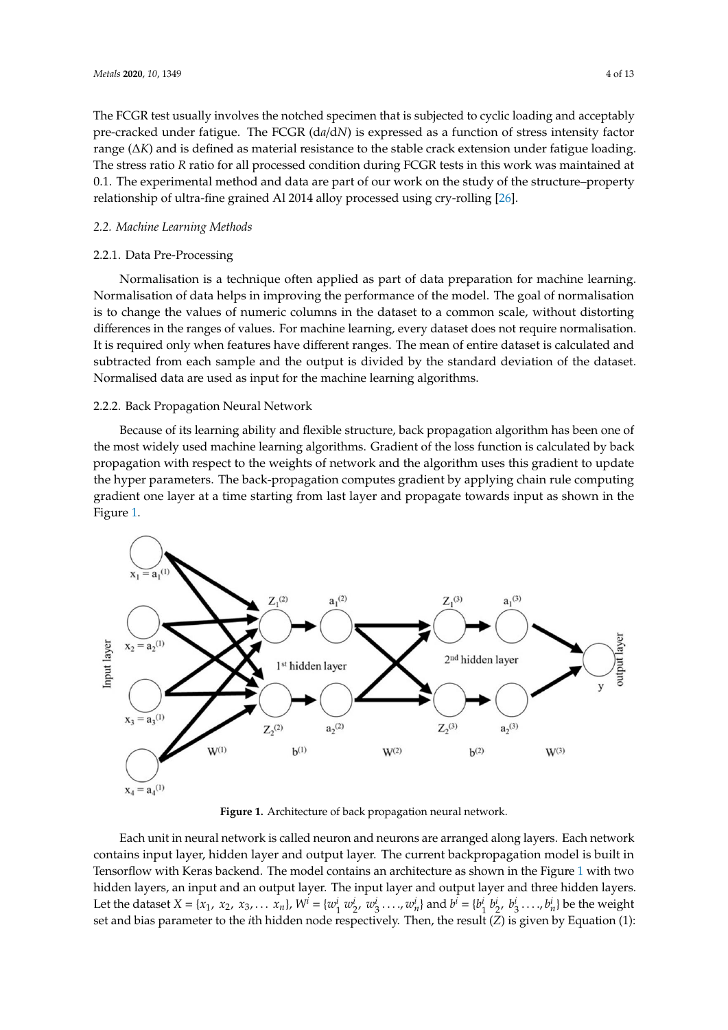The FCGR test usually involves the notched specimen that is subjected to cyclic loading and acceptably pre-cracked under fatigue. The FCGR ($da/dN$) is expressed as a function of stress intensity factor range ($\Delta K$) and is defined as material resistance to the stable crack extension under fatigue loading. The stress ratio $R$ ratio for all processed condition during FCGR tests in this work was maintained at 0.1. The experimental method and data are part of our work on the study of the structure–property relationship of ultra-fine grained Al 2014 alloy processed using cry-rolling [26].

### 2.2. Machine Learning Methods

#### 2.2.1. Data Pre-Processing

Normalisation is a technique often applied as part of data preparation for machine learning. Normalisation of data helps in improving the performance of the model. The goal of normalisation is to change the values of numeric columns in the dataset to a common scale, without distorting differences in the ranges of values. For machine learning, every dataset does not require normalisation. It is required only when features have different ranges. The mean of entire dataset is calculated and subtracted from each sample and the output is divided by the standard deviation of the dataset. Normalised data are used as input for the machine learning algorithms.

#### 2.2.2. Back Propagation Neural Network

Because of its learning ability and flexible structure, back propagation algorithm has been one of the most widely used machine learning algorithms. Gradient of the loss function is calculated by back propagation with respect to the weights of network and the algorithm uses this gradient to update the hyper parameters. The back-propagation computes gradient by applying chain rule computing gradient one layer at a time starting from last layer and propagate towards input as shown in the Figure 1.

**Figure 1.** Architecture of back propagation neural network.

Each unit in neural network is called neuron and neurons are arranged along layers. Each network contains input layer, hidden layer and output layer. The current backpropagation model is built in Tensorflow with Keras backend. The model contains an architecture as shown in the Figure 1 with two hidden layers, an input and an output layer. The input layer and output layer and three hidden layers. Let the dataset $X = \{x_1, x_2, x_3, \ldots x_n\}$, $W^i = \{w_1^i\ w_2^i,\ w_3^i \ldots, w_n^i\}$ and $b^i = \{b_1^i\ b_2^i,\ b_3^i \ldots, b_n^i\}$ be the weight set and bias parameter to the $i$th hidden node respectively. Then, the result ($Z$) is given by Equation (1):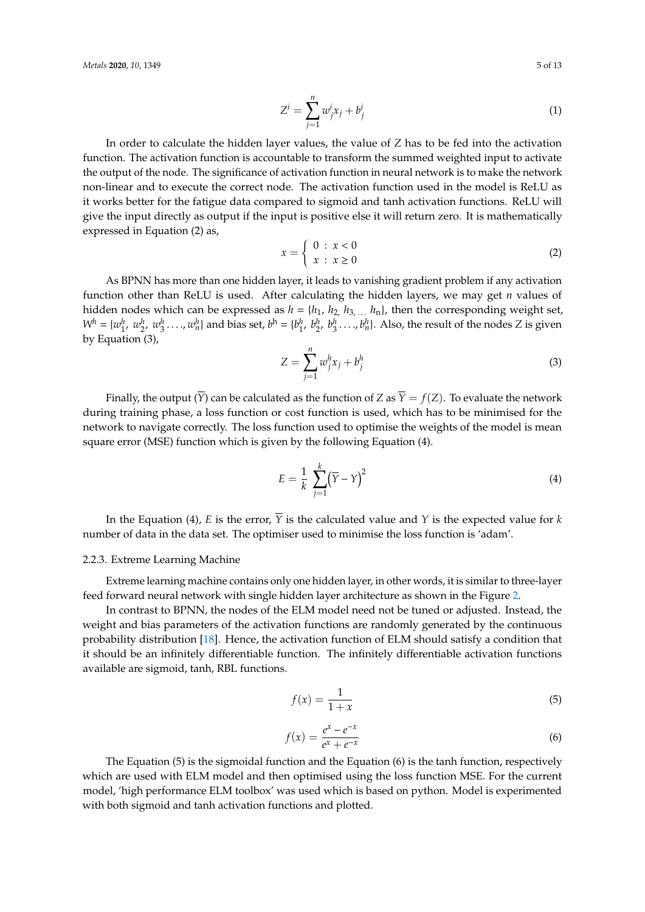$$Z^i = \sum_{j=1}^{n} w_j^i x_j + b_j^i \tag{1}$$

In order to calculate the hidden layer values, the value of $Z$ has to be fed into the activation function. The activation function is accountable to transform the summed weighted input to activate the output of the node. The significance of activation function in neural network is to make the network non-linear and to execute the correct node. The activation function used in the model is ReLU as it works better for the fatigue data compared to sigmoid and tanh activation functions. ReLU will give the input directly as output if the input is positive else it will return zero. It is mathematically expressed in Equation (2) as,

$$x = \begin{cases} 0 \; : \; x < 0 \\ x \; : \; x \geq 0 \end{cases} \tag{2}$$

As BPNN has more than one hidden layer, it leads to vanishing gradient problem if any activation function other than ReLU is used. After calculating the hidden layers, we may get $n$ values of hidden nodes which can be expressed as $h = \{h_1, h_2, h_{3,\ldots} h_n\}$, then the corresponding weight set, $W^h = \{w_1^h, w_2^h, w_3^h \ldots, w_n^h\}$ and bias set, $b^h = \{b_1^h, b_2^h, b_3^h \ldots, b_n^h\}$. Also, the result of the nodes $Z$ is given by Equation (3),

$$Z = \sum_{j=1}^{n} w_j^h x_j + b_j^h \tag{3}$$

Finally, the output $(\overline{Y})$ can be calculated as the function of $Z$ as $\overline{Y} = f(Z)$. To evaluate the network during training phase, a loss function or cost function is used, which has to be minimised for the network to navigate correctly. The loss function used to optimise the weights of the model is mean square error (MSE) function which is given by the following Equation (4).

$$E = \frac{1}{k} \sum_{j=1}^{k} \left(\overline{Y} - Y\right)^2 \tag{4}$$

In the Equation (4), $E$ is the error, $\overline{Y}$ is the calculated value and $Y$ is the expected value for $k$ number of data in the data set. The optimiser used to minimise the loss function is 'adam'.

### 2.2.3. Extreme Learning Machine

Extreme learning machine contains only one hidden layer, in other words, it is similar to three-layer feed forward neural network with single hidden layer architecture as shown in the Figure 2.

In contrast to BPNN, the nodes of the ELM model need not be tuned or adjusted. Instead, the weight and bias parameters of the activation functions are randomly generated by the continuous probability distribution [18]. Hence, the activation function of ELM should satisfy a condition that it should be an infinitely differentiable function. The infinitely differentiable activation functions available are sigmoid, tanh, RBL functions.

$$f(x) = \frac{1}{1 + x} \tag{5}$$

$$f(x) = \frac{e^x - e^{-x}}{e^x + e^{-x}} \tag{6}$$

The Equation (5) is the sigmoidal function and the Equation (6) is the tanh function, respectively which are used with ELM model and then optimised using the loss function MSE. For the current model, 'high performance ELM toolbox' was used which is based on python. Model is experimented with both sigmoid and tanh activation functions and plotted.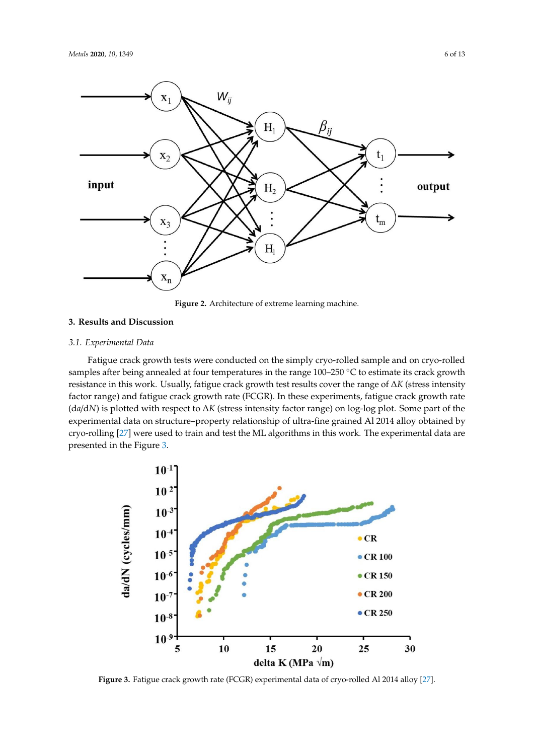Figure 2. Architecture of extreme learning machine.

## 3. Results and Discussion

### 3.1. Experimental Data

Fatigue crack growth tests were conducted on the simply cryo-rolled sample and on cryo-rolled samples after being annealed at four temperatures in the range 100–250 °C to estimate its crack growth resistance in this work. Usually, fatigue crack growth test results cover the range of $\Delta K$ (stress intensity factor range) and fatigue crack growth rate (FCGR). In these experiments, fatigue crack growth rate ($da/dN$) is plotted with respect to $\Delta K$ (stress intensity factor range) on log-log plot. Some part of the experimental data on structure–property relationship of ultra-fine grained Al 2014 alloy obtained by cryo-rolling [27] were used to train and test the ML algorithms in this work. The experimental data are presented in the Figure 3.

Figure 3. Fatigue crack growth rate (FCGR) experimental data of cryo-rolled Al 2014 alloy [27].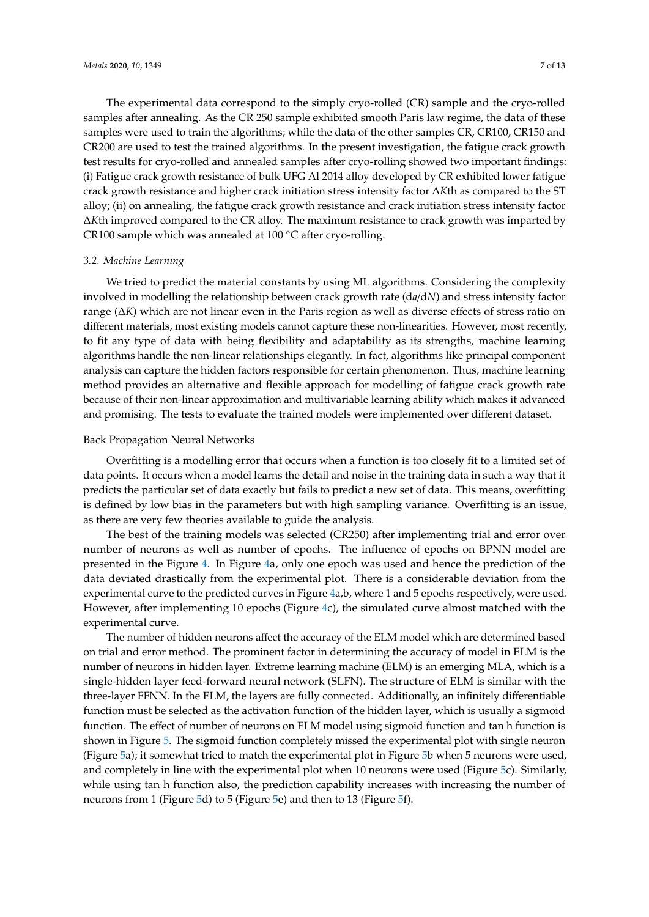The experimental data correspond to the simply cryo-rolled (CR) sample and the cryo-rolled samples after annealing. As the CR 250 sample exhibited smooth Paris law regime, the data of these samples were used to train the algorithms; while the data of the other samples CR, CR100, CR150 and CR200 are used to test the trained algorithms. In the present investigation, the fatigue crack growth test results for cryo-rolled and annealed samples after cryo-rolling showed two important findings: (i) Fatigue crack growth resistance of bulk UFG Al 2014 alloy developed by CR exhibited lower fatigue crack growth resistance and higher crack initiation stress intensity factor $\Delta K$th as compared to the ST alloy; (ii) on annealing, the fatigue crack growth resistance and crack initiation stress intensity factor $\Delta K$th improved compared to the CR alloy. The maximum resistance to crack growth was imparted by CR100 sample which was annealed at 100 °C after cryo-rolling.

### *3.2. Machine Learning*

We tried to predict the material constants by using ML algorithms. Considering the complexity involved in modelling the relationship between crack growth rate (d$a$/d$N$) and stress intensity factor range ($\Delta K$) which are not linear even in the Paris region as well as diverse effects of stress ratio on different materials, most existing models cannot capture these non-linearities. However, most recently, to fit any type of data with being flexibility and adaptability as its strengths, machine learning algorithms handle the non-linear relationships elegantly. In fact, algorithms like principal component analysis can capture the hidden factors responsible for certain phenomenon. Thus, machine learning method provides an alternative and flexible approach for modelling of fatigue crack growth rate because of their non-linear approximation and multivariable learning ability which makes it advanced and promising. The tests to evaluate the trained models were implemented over different dataset.

Back Propagation Neural Networks

Overfitting is a modelling error that occurs when a function is too closely fit to a limited set of data points. It occurs when a model learns the detail and noise in the training data in such a way that it predicts the particular set of data exactly but fails to predict a new set of data. This means, overfitting is defined by low bias in the parameters but with high sampling variance. Overfitting is an issue, as there are very few theories available to guide the analysis.

The best of the training models was selected (CR250) after implementing trial and error over number of neurons as well as number of epochs. The influence of epochs on BPNN model are presented in the Figure 4. In Figure 4a, only one epoch was used and hence the prediction of the data deviated drastically from the experimental plot. There is a considerable deviation from the experimental curve to the predicted curves in Figure 4a,b, where 1 and 5 epochs respectively, were used. However, after implementing 10 epochs (Figure 4c), the simulated curve almost matched with the experimental curve.

The number of hidden neurons affect the accuracy of the ELM model which are determined based on trial and error method. The prominent factor in determining the accuracy of model in ELM is the number of neurons in hidden layer. Extreme learning machine (ELM) is an emerging MLA, which is a single-hidden layer feed-forward neural network (SLFN). The structure of ELM is similar with the three-layer FFNN. In the ELM, the layers are fully connected. Additionally, an infinitely differentiable function must be selected as the activation function of the hidden layer, which is usually a sigmoid function. The effect of number of neurons on ELM model using sigmoid function and tan h function is shown in Figure 5. The sigmoid function completely missed the experimental plot with single neuron (Figure 5a); it somewhat tried to match the experimental plot in Figure 5b when 5 neurons were used, and completely in line with the experimental plot when 10 neurons were used (Figure 5c). Similarly, while using tan h function also, the prediction capability increases with increasing the number of neurons from 1 (Figure 5d) to 5 (Figure 5e) and then to 13 (Figure 5f).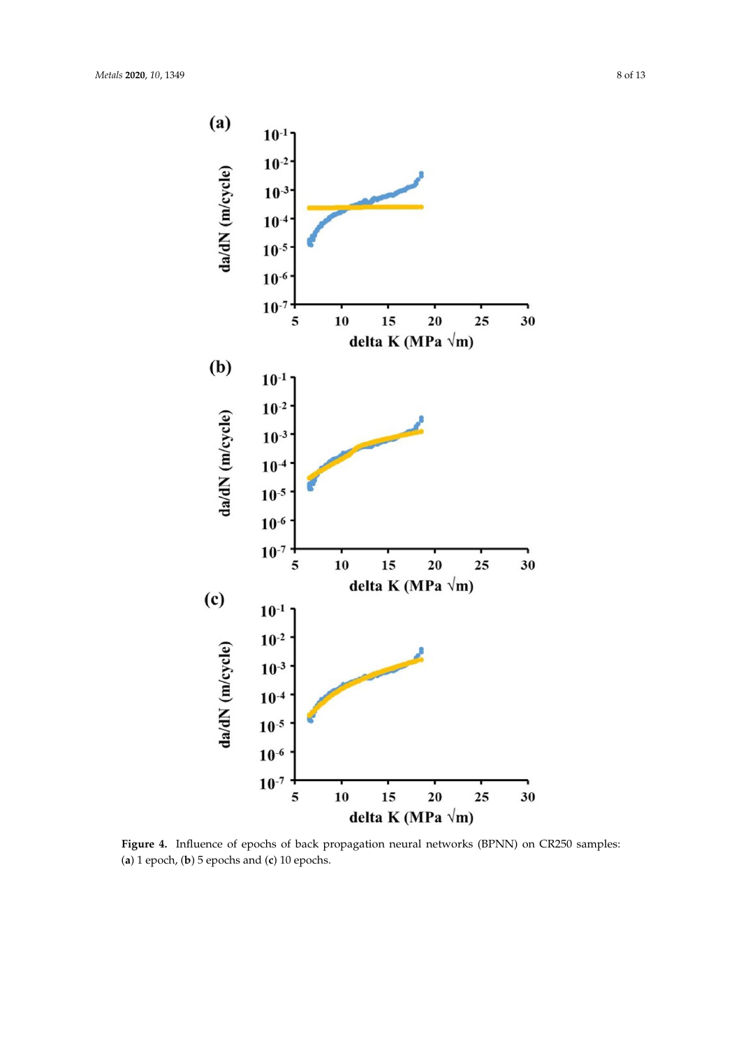**Figure 4.** Influence of epochs of back propagation neural networks (BPNN) on CR250 samples: (**a**) 1 epoch, (**b**) 5 epochs and (**c**) 10 epochs.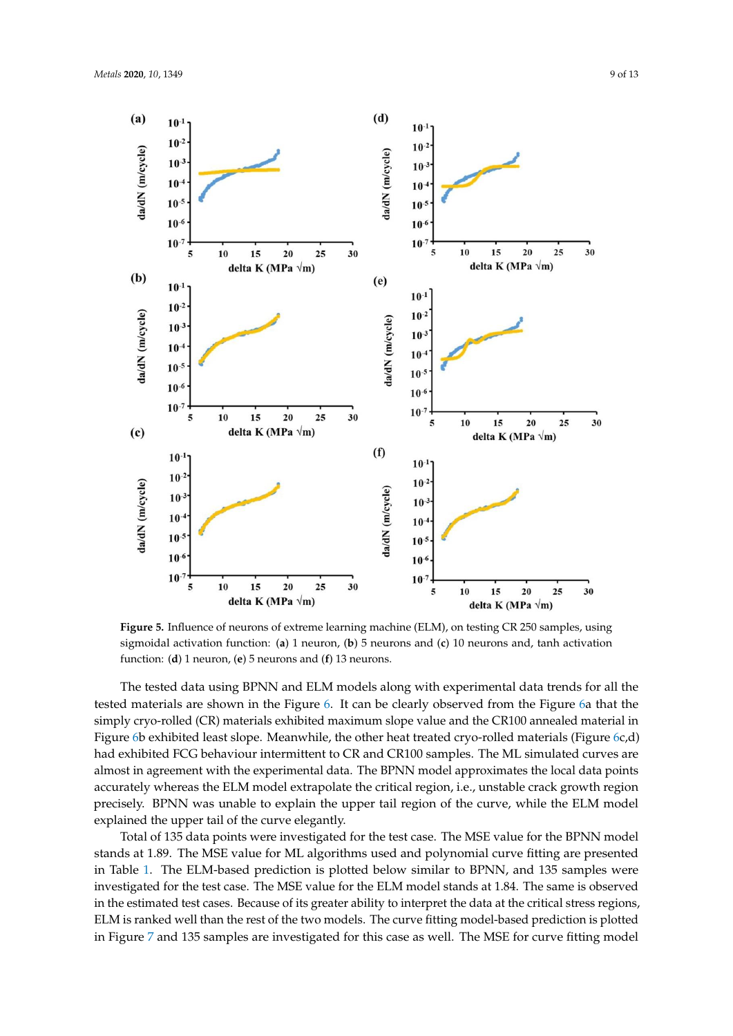**Figure 5.** Influence of neurons of extreme learning machine (ELM), on testing CR 250 samples, using sigmoidal activation function: (**a**) 1 neuron, (**b**) 5 neurons and (**c**) 10 neurons and, tanh activation function: (**d**) 1 neuron, (**e**) 5 neurons and (**f**) 13 neurons.

The tested data using BPNN and ELM models along with experimental data trends for all the tested materials are shown in the Figure 6. It can be clearly observed from the Figure 6a that the simply cryo-rolled (CR) materials exhibited maximum slope value and the CR100 annealed material in Figure 6b exhibited least slope. Meanwhile, the other heat treated cryo-rolled materials (Figure 6c,d) had exhibited FCG behaviour intermittent to CR and CR100 samples. The ML simulated curves are almost in agreement with the experimental data. The BPNN model approximates the local data points accurately whereas the ELM model extrapolate the critical region, i.e., unstable crack growth region precisely. BPNN was unable to explain the upper tail region of the curve, while the ELM model explained the upper tail of the curve elegantly.

Total of 135 data points were investigated for the test case. The MSE value for the BPNN model stands at 1.89. The MSE value for ML algorithms used and polynomial curve fitting are presented in Table 1. The ELM-based prediction is plotted below similar to BPNN, and 135 samples were investigated for the test case. The MSE value for the ELM model stands at 1.84. The same is observed in the estimated test cases. Because of its greater ability to interpret the data at the critical stress regions, ELM is ranked well than the rest of the two models. The curve fitting model-based prediction is plotted in Figure 7 and 135 samples are investigated for this case as well. The MSE for curve fitting model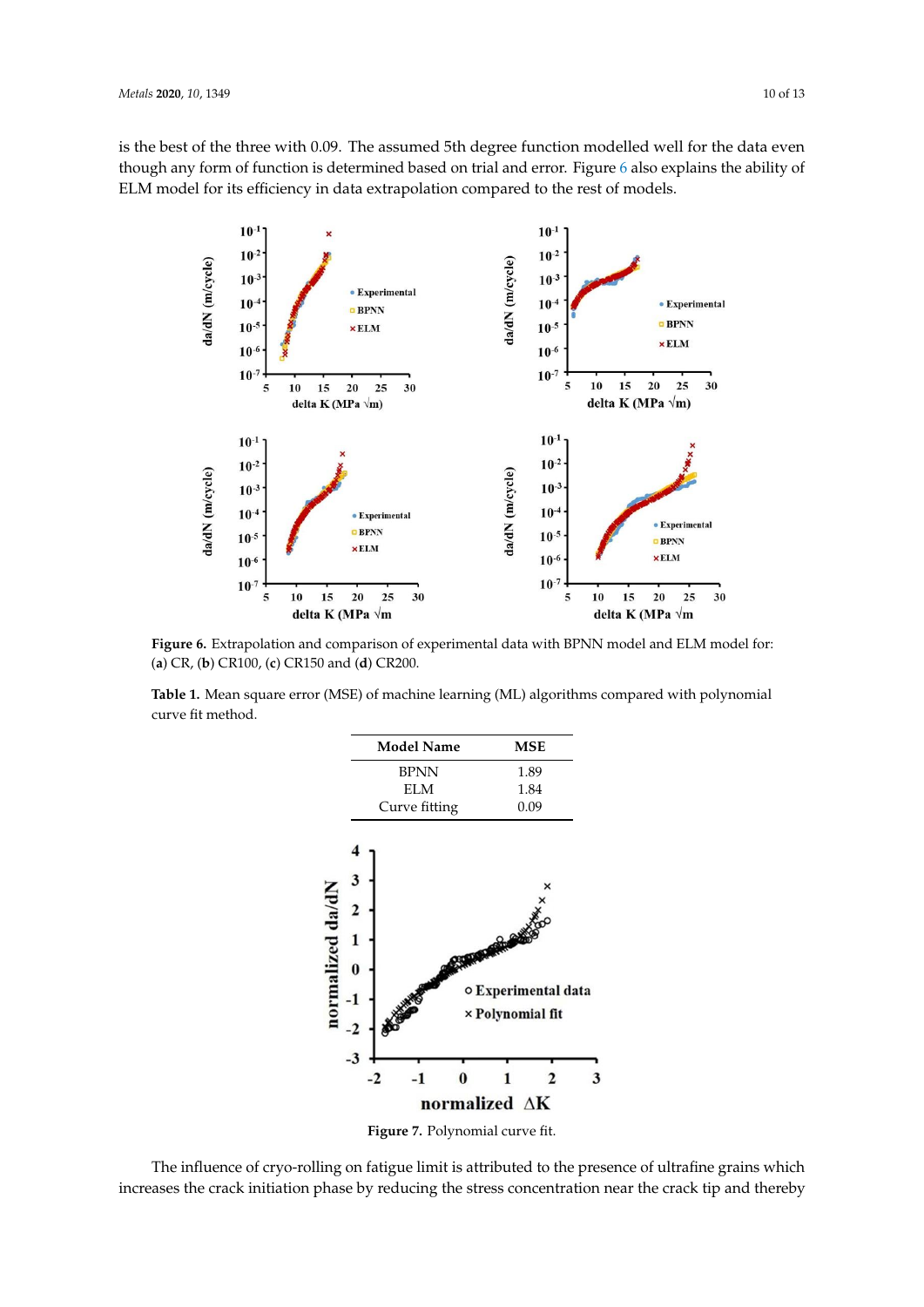is the best of the three with 0.09. The assumed 5th degree function modelled well for the data even though any form of function is determined based on trial and error. Figure 6 also explains the ability of ELM model for its efficiency in data extrapolation compared to the rest of models.

**Figure 6.** Extrapolation and comparison of experimental data with BPNN model and ELM model for: (**a**) CR, (**b**) CR100, (**c**) CR150 and (**d**) CR200.

**Table 1.** Mean square error (MSE) of machine learning (ML) algorithms compared with polynomial curve fit method.

| Model Name | MSE |
|---|---|
| BPNN | 1.89 |
| ELM | 1.84 |
| Curve fitting | 0.09 |

**Figure 7.** Polynomial curve fit.

The influence of cryo-rolling on fatigue limit is attributed to the presence of ultrafine grains which increases the crack initiation phase by reducing the stress concentration near the crack tip and thereby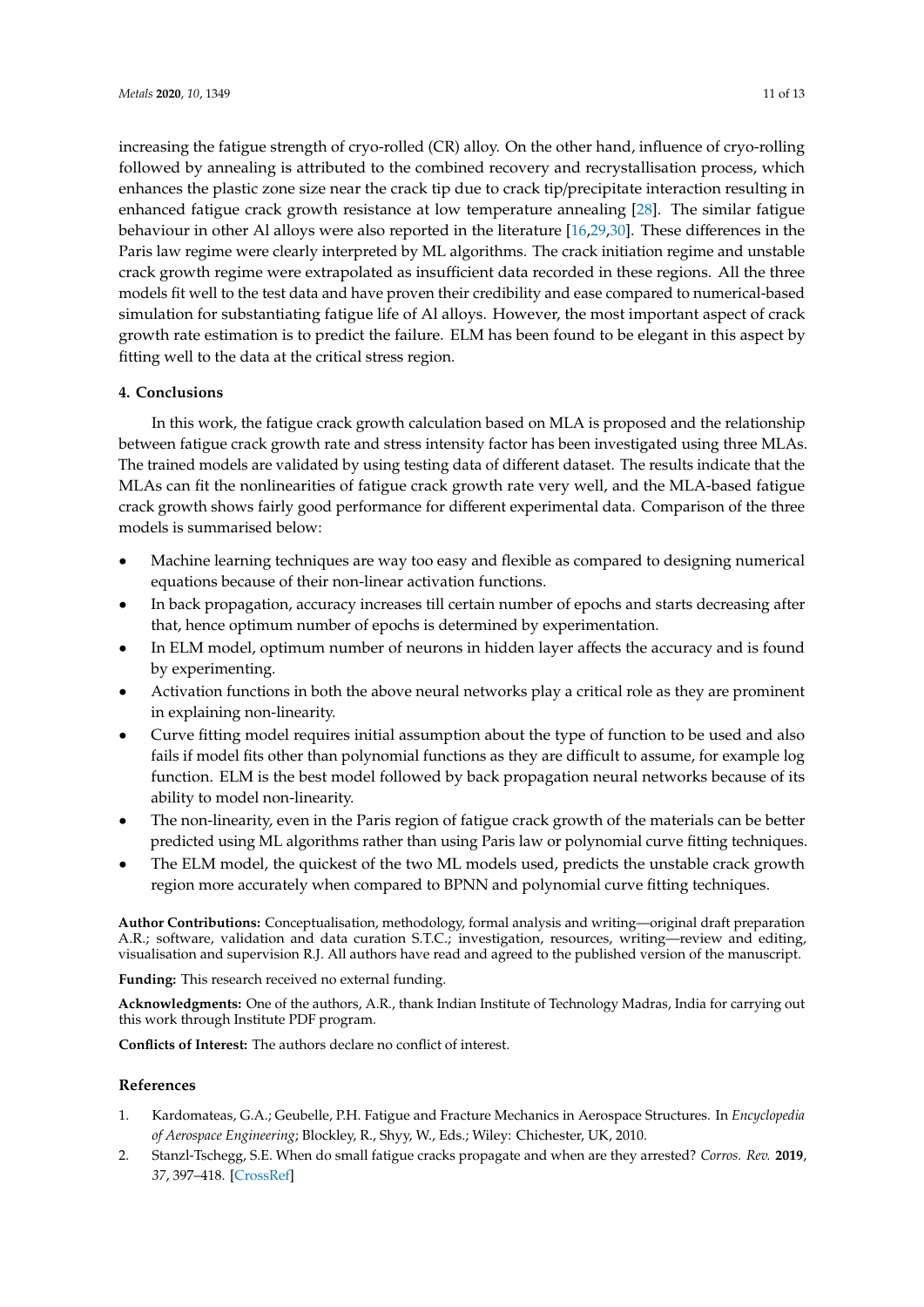increasing the fatigue strength of cryo-rolled (CR) alloy. On the other hand, influence of cryo-rolling followed by annealing is attributed to the combined recovery and recrystallisation process, which enhances the plastic zone size near the crack tip due to crack tip/precipitate interaction resulting in enhanced fatigue crack growth resistance at low temperature annealing [28]. The similar fatigue behaviour in other Al alloys were also reported in the literature [16,29,30]. These differences in the Paris law regime were clearly interpreted by ML algorithms. The crack initiation regime and unstable crack growth regime were extrapolated as insufficient data recorded in these regions. All the three models fit well to the test data and have proven their credibility and ease compared to numerical-based simulation for substantiating fatigue life of Al alloys. However, the most important aspect of crack growth rate estimation is to predict the failure. ELM has been found to be elegant in this aspect by fitting well to the data at the critical stress region.

## 4. Conclusions

In this work, the fatigue crack growth calculation based on MLA is proposed and the relationship between fatigue crack growth rate and stress intensity factor has been investigated using three MLAs. The trained models are validated by using testing data of different dataset. The results indicate that the MLAs can fit the nonlinearities of fatigue crack growth rate very well, and the MLA-based fatigue crack growth shows fairly good performance for different experimental data. Comparison of the three models is summarised below:

- Machine learning techniques are way too easy and flexible as compared to designing numerical equations because of their non-linear activation functions.
- In back propagation, accuracy increases till certain number of epochs and starts decreasing after that, hence optimum number of epochs is determined by experimentation.
- In ELM model, optimum number of neurons in hidden layer affects the accuracy and is found by experimenting.
- Activation functions in both the above neural networks play a critical role as they are prominent in explaining non-linearity.
- Curve fitting model requires initial assumption about the type of function to be used and also fails if model fits other than polynomial functions as they are difficult to assume, for example log function. ELM is the best model followed by back propagation neural networks because of its ability to model non-linearity.
- The non-linearity, even in the Paris region of fatigue crack growth of the materials can be better predicted using ML algorithms rather than using Paris law or polynomial curve fitting techniques.
- The ELM model, the quickest of the two ML models used, predicts the unstable crack growth region more accurately when compared to BPNN and polynomial curve fitting techniques.

**Author Contributions:** Conceptualisation, methodology, formal analysis and writing—original draft preparation A.R.; software, validation and data curation S.T.C.; investigation, resources, writing—review and editing, visualisation and supervision R.J. All authors have read and agreed to the published version of the manuscript.

**Funding:** This research received no external funding.

**Acknowledgments:** One of the authors, A.R., thank Indian Institute of Technology Madras, India for carrying out this work through Institute PDF program.

**Conflicts of Interest:** The authors declare no conflict of interest.

## References

1. Kardomateas, G.A.; Geubelle, P.H. Fatigue and Fracture Mechanics in Aerospace Structures. In *Encyclopedia of Aerospace Engineering*; Blockley, R., Shyy, W., Eds.; Wiley: Chichester, UK, 2010.
2. Stanzl-Tschegg, S.E. When do small fatigue cracks propagate and when are they arrested? *Corros. Rev.* **2019**, *37*, 397–418. [CrossRef]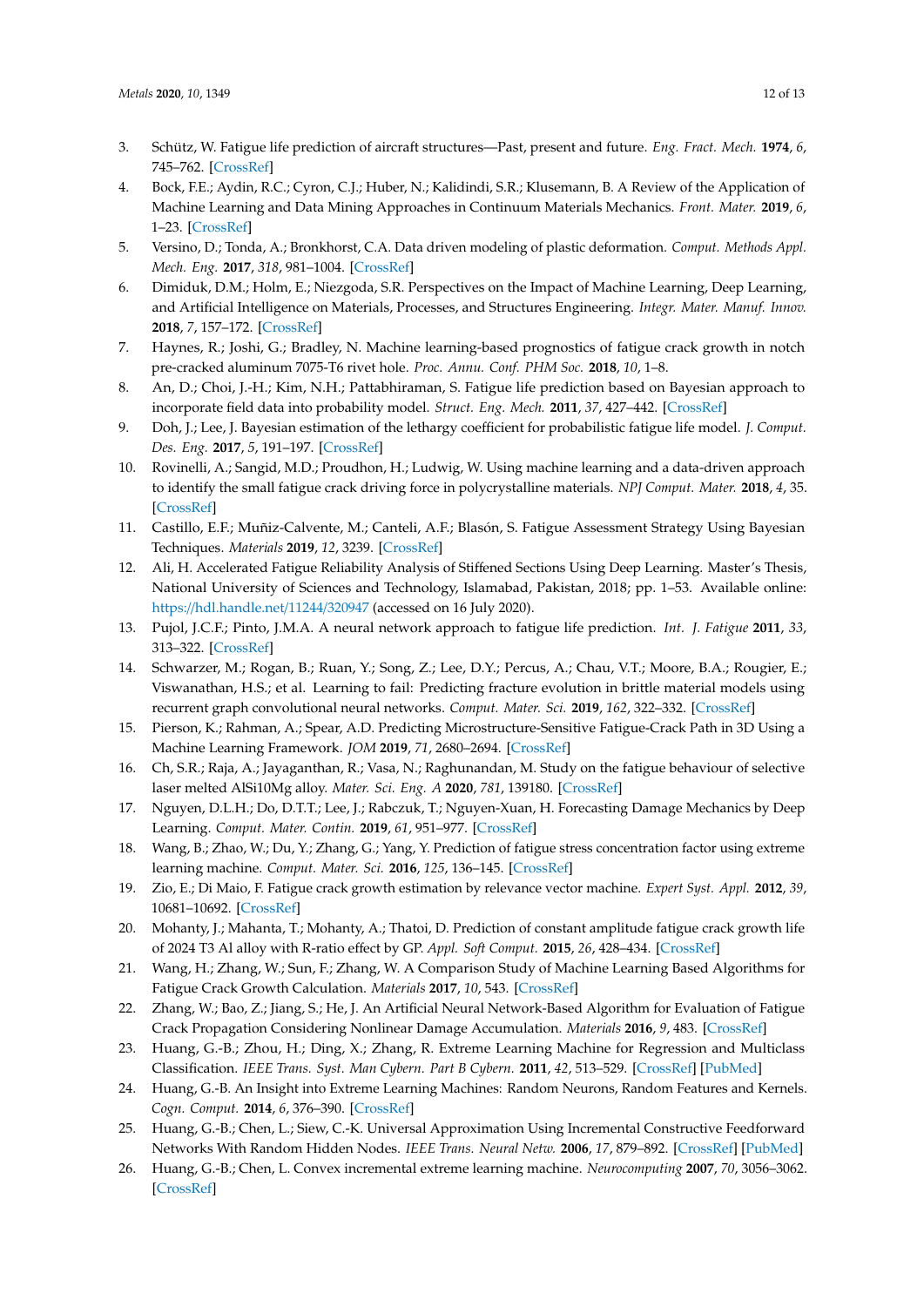3. Schütz, W. Fatigue life prediction of aircraft structures—Past, present and future. *Eng. Fract. Mech.* **1974**, *6*, 745–762. [CrossRef]
4. Bock, F.E.; Aydin, R.C.; Cyron, C.J.; Huber, N.; Kalidindi, S.R.; Klusemann, B. A Review of the Application of Machine Learning and Data Mining Approaches in Continuum Materials Mechanics. *Front. Mater.* **2019**, *6*, 1–23. [CrossRef]
5. Versino, D.; Tonda, A.; Bronkhorst, C.A. Data driven modeling of plastic deformation. *Comput. Methods Appl. Mech. Eng.* **2017**, *318*, 981–1004. [CrossRef]
6. Dimiduk, D.M.; Holm, E.; Niezgoda, S.R. Perspectives on the Impact of Machine Learning, Deep Learning, and Artificial Intelligence on Materials, Processes, and Structures Engineering. *Integr. Mater. Manuf. Innov.* **2018**, *7*, 157–172. [CrossRef]
7. Haynes, R.; Joshi, G.; Bradley, N. Machine learning-based prognostics of fatigue crack growth in notch pre-cracked aluminum 7075-T6 rivet hole. *Proc. Annu. Conf. PHM Soc.* **2018**, *10*, 1–8.
8. An, D.; Choi, J.-H.; Kim, N.H.; Pattabhiraman, S. Fatigue life prediction based on Bayesian approach to incorporate field data into probability model. *Struct. Eng. Mech.* **2011**, *37*, 427–442. [CrossRef]
9. Doh, J.; Lee, J. Bayesian estimation of the lethargy coefficient for probabilistic fatigue life model. *J. Comput. Des. Eng.* **2017**, *5*, 191–197. [CrossRef]
10. Rovinelli, A.; Sangid, M.D.; Proudhon, H.; Ludwig, W. Using machine learning and a data-driven approach to identify the small fatigue crack driving force in polycrystalline materials. *NPJ Comput. Mater.* **2018**, *4*, 35. [CrossRef]
11. Castillo, E.F.; Muñiz-Calvente, M.; Canteli, A.F.; Blasón, S. Fatigue Assessment Strategy Using Bayesian Techniques. *Materials* **2019**, *12*, 3239. [CrossRef]
12. Ali, H. Accelerated Fatigue Reliability Analysis of Stiffened Sections Using Deep Learning. Master's Thesis, National University of Sciences and Technology, Islamabad, Pakistan, 2018; pp. 1–53. Available online: https://hdl.handle.net/11244/320947 (accessed on 16 July 2020).
13. Pujol, J.C.F.; Pinto, J.M.A. A neural network approach to fatigue life prediction. *Int. J. Fatigue* **2011**, *33*, 313–322. [CrossRef]
14. Schwarzer, M.; Rogan, B.; Ruan, Y.; Song, Z.; Lee, D.Y.; Percus, A.; Chau, V.T.; Moore, B.A.; Rougier, E.; Viswanathan, H.S.; et al. Learning to fail: Predicting fracture evolution in brittle material models using recurrent graph convolutional neural networks. *Comput. Mater. Sci.* **2019**, *162*, 322–332. [CrossRef]
15. Pierson, K.; Rahman, A.; Spear, A.D. Predicting Microstructure-Sensitive Fatigue-Crack Path in 3D Using a Machine Learning Framework. *JOM* **2019**, *71*, 2680–2694. [CrossRef]
16. Ch, S.R.; Raja, A.; Jayaganthan, R.; Vasa, N.; Raghunandan, M. Study on the fatigue behaviour of selective laser melted AlSi10Mg alloy. *Mater. Sci. Eng. A* **2020**, *781*, 139180. [CrossRef]
17. Nguyen, D.L.H.; Do, D.T.T.; Lee, J.; Rabczuk, T.; Nguyen-Xuan, H. Forecasting Damage Mechanics by Deep Learning. *Comput. Mater. Contin.* **2019**, *61*, 951–977. [CrossRef]
18. Wang, B.; Zhao, W.; Du, Y.; Zhang, G.; Yang, Y. Prediction of fatigue stress concentration factor using extreme learning machine. *Comput. Mater. Sci.* **2016**, *125*, 136–145. [CrossRef]
19. Zio, E.; Di Maio, F. Fatigue crack growth estimation by relevance vector machine. *Expert Syst. Appl.* **2012**, *39*, 10681–10692. [CrossRef]
20. Mohanty, J.; Mahanta, T.; Mohanty, A.; Thatoi, D. Prediction of constant amplitude fatigue crack growth life of 2024 T3 Al alloy with R-ratio effect by GP. *Appl. Soft Comput.* **2015**, *26*, 428–434. [CrossRef]
21. Wang, H.; Zhang, W.; Sun, F.; Zhang, W. A Comparison Study of Machine Learning Based Algorithms for Fatigue Crack Growth Calculation. *Materials* **2017**, *10*, 543. [CrossRef]
22. Zhang, W.; Bao, Z.; Jiang, S.; He, J. An Artificial Neural Network-Based Algorithm for Evaluation of Fatigue Crack Propagation Considering Nonlinear Damage Accumulation. *Materials* **2016**, *9*, 483. [CrossRef]
23. Huang, G.-B.; Zhou, H.; Ding, X.; Zhang, R. Extreme Learning Machine for Regression and Multiclass Classification. *IEEE Trans. Syst. Man Cybern. Part B Cybern.* **2011**, *42*, 513–529. [CrossRef] [PubMed]
24. Huang, G.-B. An Insight into Extreme Learning Machines: Random Neurons, Random Features and Kernels. *Cogn. Comput.* **2014**, *6*, 376–390. [CrossRef]
25. Huang, G.-B.; Chen, L.; Siew, C.-K. Universal Approximation Using Incremental Constructive Feedforward Networks With Random Hidden Nodes. *IEEE Trans. Neural Netw.* **2006**, *17*, 879–892. [CrossRef] [PubMed]
26. Huang, G.-B.; Chen, L. Convex incremental extreme learning machine. *Neurocomputing* **2007**, *70*, 3056–3062. [CrossRef]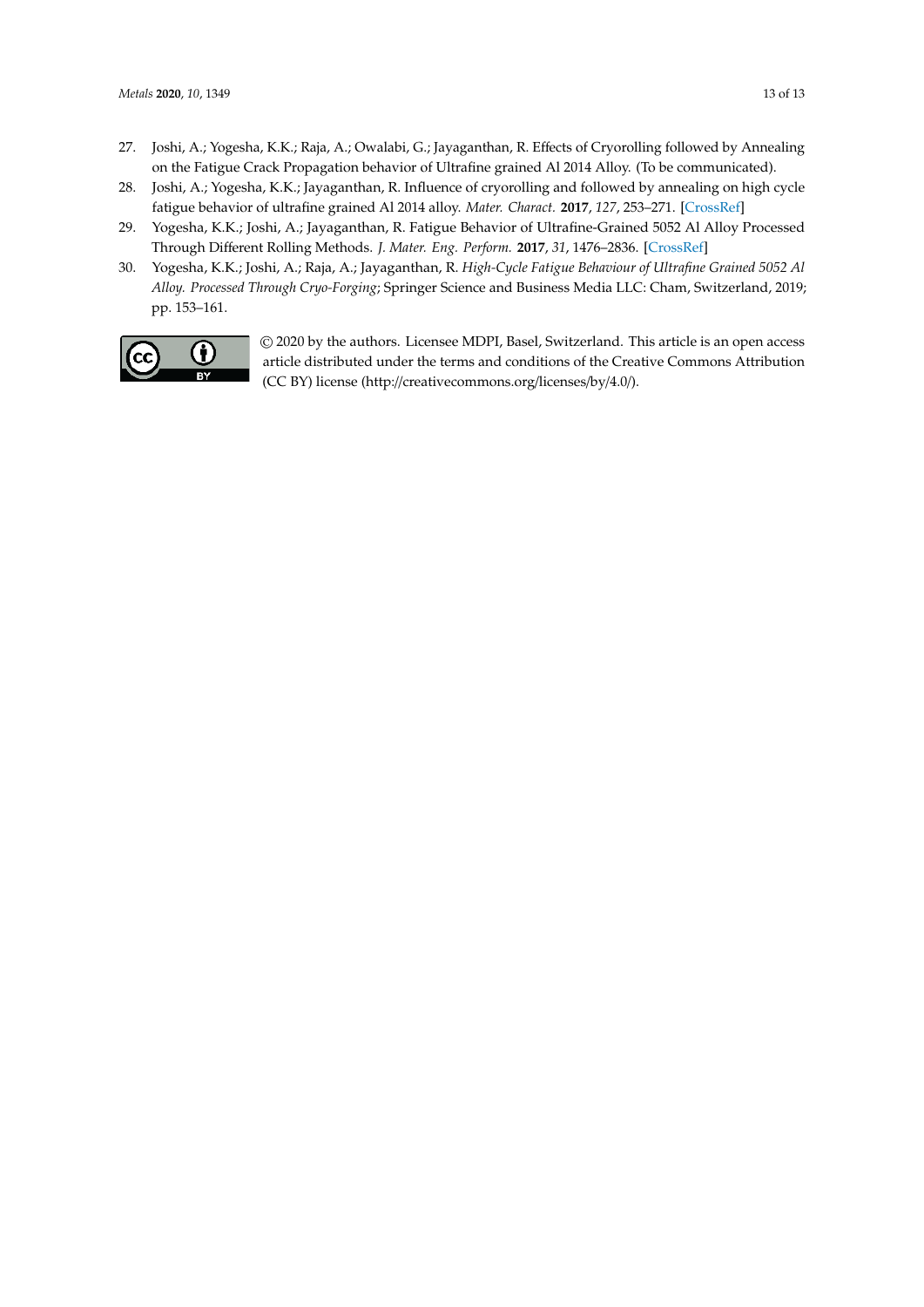27. Joshi, A.; Yogesha, K.K.; Raja, A.; Owalabi, G.; Jayaganthan, R. Effects of Cryorolling followed by Annealing on the Fatigue Crack Propagation behavior of Ultrafine grained Al 2014 Alloy. (To be communicated).
28. Joshi, A.; Yogesha, K.K.; Jayaganthan, R. Influence of cryorolling and followed by annealing on high cycle fatigue behavior of ultrafine grained Al 2014 alloy. *Mater. Charact.* **2017**, *127*, 253–271. [CrossRef]
29. Yogesha, K.K.; Joshi, A.; Jayaganthan, R. Fatigue Behavior of Ultrafine-Grained 5052 Al Alloy Processed Through Different Rolling Methods. *J. Mater. Eng. Perform.* **2017**, *31*, 1476–2836. [CrossRef]
30. Yogesha, K.K.; Joshi, A.; Raja, A.; Jayaganthan, R. *High-Cycle Fatigue Behaviour of Ultrafine Grained 5052 Al Alloy. Processed Through Cryo-Forging*; Springer Science and Business Media LLC: Cham, Switzerland, 2019; pp. 153–161.

© 2020 by the authors. Licensee MDPI, Basel, Switzerland. This article is an open access article distributed under the terms and conditions of the Creative Commons Attribution (CC BY) license (http://creativecommons.org/licenses/by/4.0/).